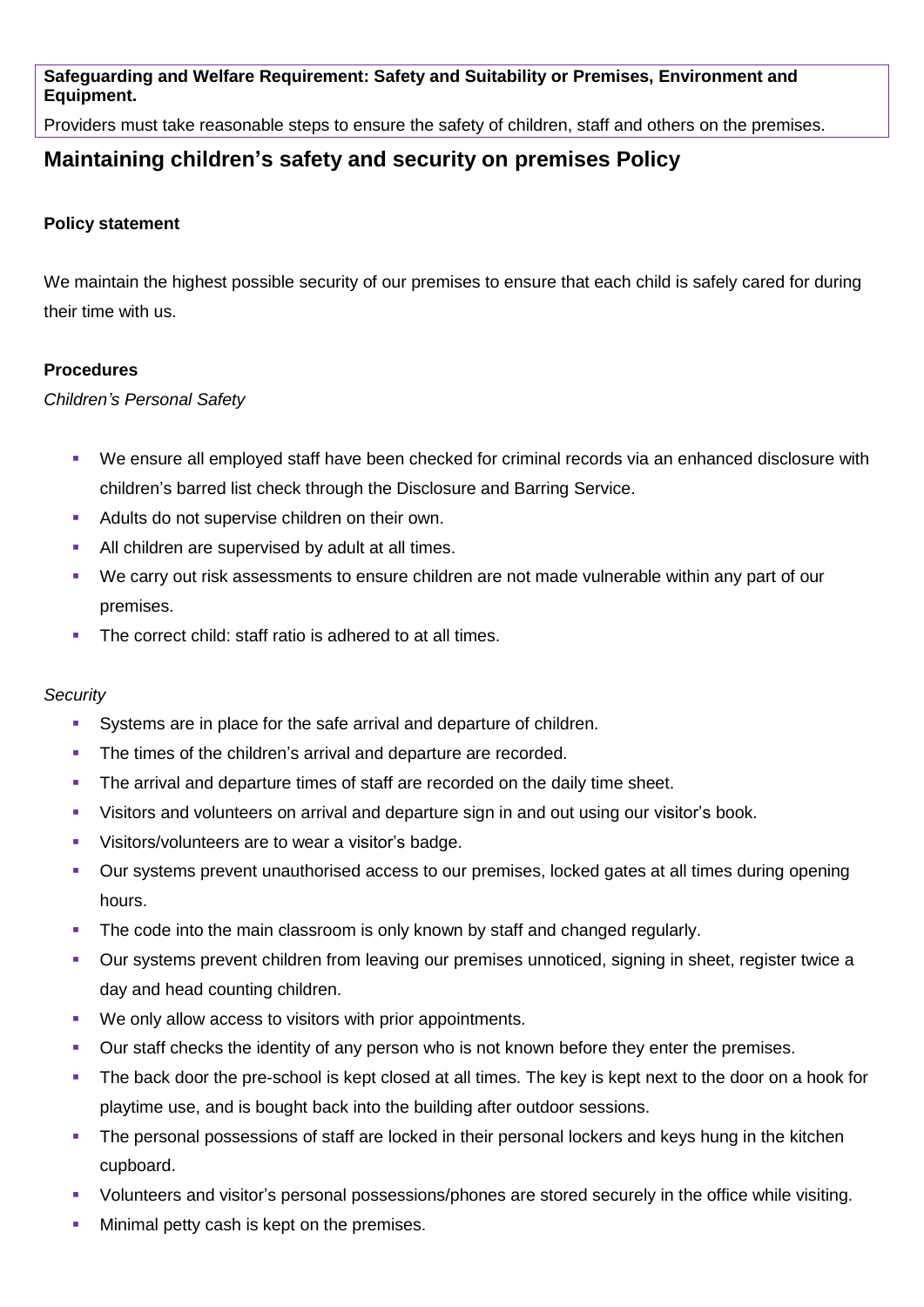**Safeguarding and Welfare Requirement: Safety and Suitability or Premises, Environment and Equipment.**

Providers must take reasonable steps to ensure the safety of children, staff and others on the premises.

## Maintaining children's safety and security on premises Policy

**Policy statement**

We maintain the highest possible security of our premises to ensure that each child is safely cared for during their time with us.

**Procedures**

*Children's Personal Safety*

- We ensure all employed staff have been checked for criminal records via an enhanced disclosure with children's barred list check through the Disclosure and Barring Service.
- Adults do not supervise children on their own.
- All children are supervised by adult at all times.
- We carry out risk assessments to ensure children are not made vulnerable within any part of our premises.
- The correct child: staff ratio is adhered to at all times.

*Security*

- Systems are in place for the safe arrival and departure of children.
- The times of the children's arrival and departure are recorded.
- The arrival and departure times of staff are recorded on the daily time sheet.
- Visitors and volunteers on arrival and departure sign in and out using our visitor's book.
- Visitors/volunteers are to wear a visitor's badge.
- Our systems prevent unauthorised access to our premises, locked gates at all times during opening hours.
- The code into the main classroom is only known by staff and changed regularly.
- Our systems prevent children from leaving our premises unnoticed, signing in sheet, register twice a day and head counting children.
- We only allow access to visitors with prior appointments.
- Our staff checks the identity of any person who is not known before they enter the premises.
- The back door the pre-school is kept closed at all times. The key is kept next to the door on a hook for playtime use, and is bought back into the building after outdoor sessions.
- The personal possessions of staff are locked in their personal lockers and keys hung in the kitchen cupboard.
- Volunteers and visitor's personal possessions/phones are stored securely in the office while visiting.
- Minimal petty cash is kept on the premises.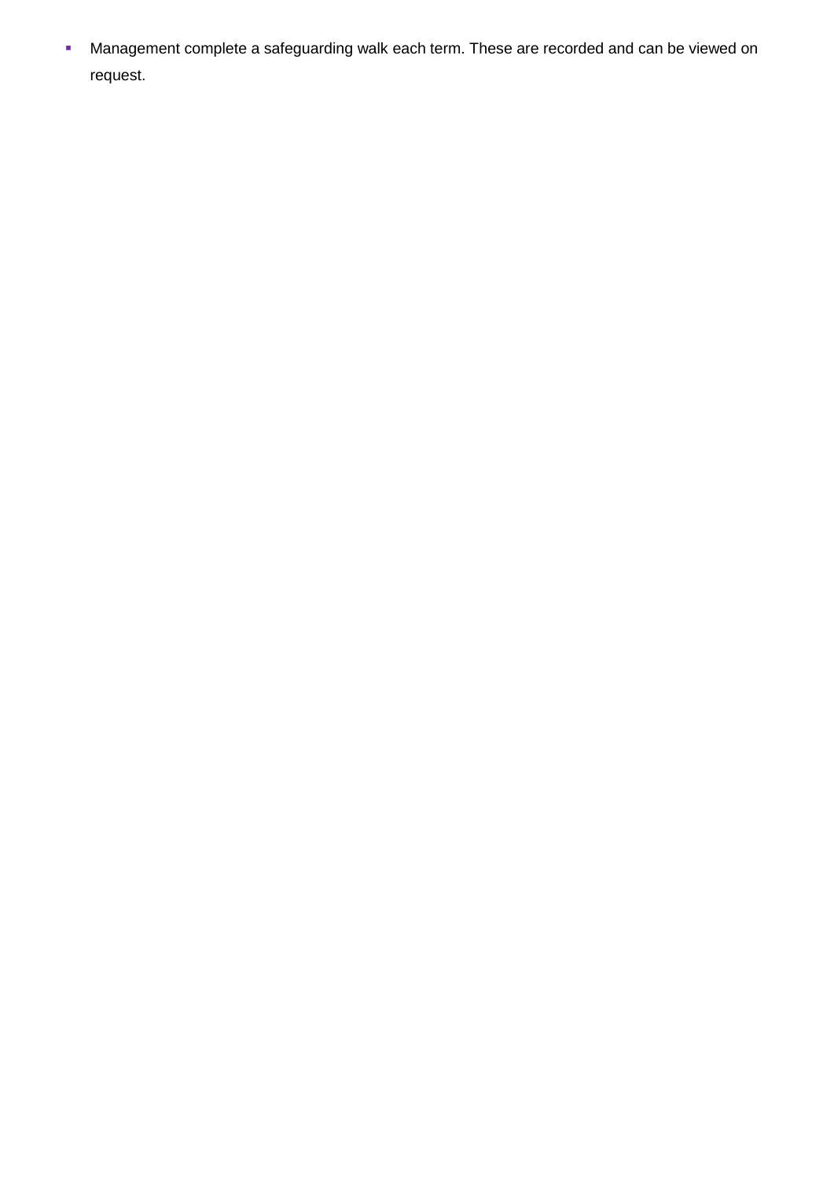- Management complete a safeguarding walk each term. These are recorded and can be viewed on request.